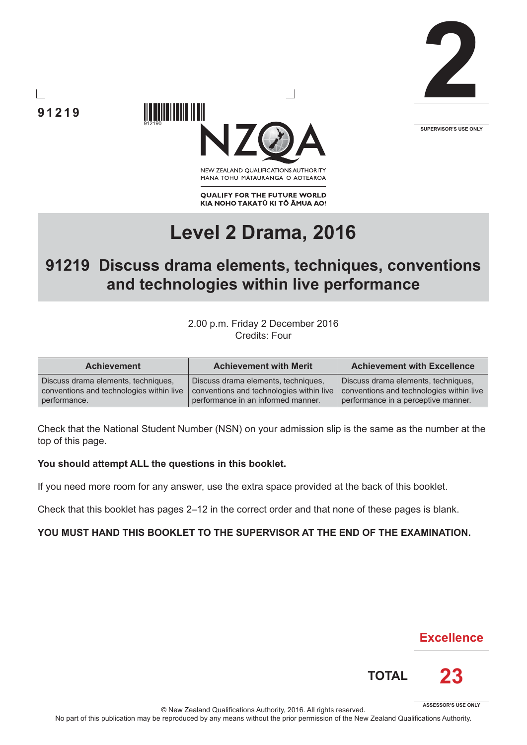91219

2

SUPERVISOR'S USE ONLY

NEW ZEALAND QUALIFICATIONS AUTHORITY
MANA TOHU MĀTAURANGA O AOTEAROA

QUALIFY FOR THE FUTURE WORLD
KIA NOHO TAKATŪ KI TŌ ĀMUA AO!

# Level 2 Drama, 2016

## 91219 Discuss drama elements, techniques, conventions and technologies within live performance

2.00 p.m. Friday 2 December 2016
Credits: Four

| Achievement | Achievement with Merit | Achievement with Excellence |
|---|---|---|
| Discuss drama elements, techniques, conventions and technologies within live performance. | Discuss drama elements, techniques, conventions and technologies within live performance in an informed manner. | Discuss drama elements, techniques, conventions and technologies within live performance in a perceptive manner. |

Check that the National Student Number (NSN) on your admission slip is the same as the number at the top of this page.

**You should attempt ALL the questions in this booklet.**

If you need more room for any answer, use the extra space provided at the back of this booklet.

Check that this booklet has pages 2–12 in the correct order and that none of these pages is blank.

**YOU MUST HAND THIS BOOKLET TO THE SUPERVISOR AT THE END OF THE EXAMINATION.**

Excellence

TOTAL 23

ASSESSOR'S USE ONLY

© New Zealand Qualifications Authority, 2016. All rights reserved.
No part of this publication may be reproduced by any means without the prior permission of the New Zealand Qualifications Authority.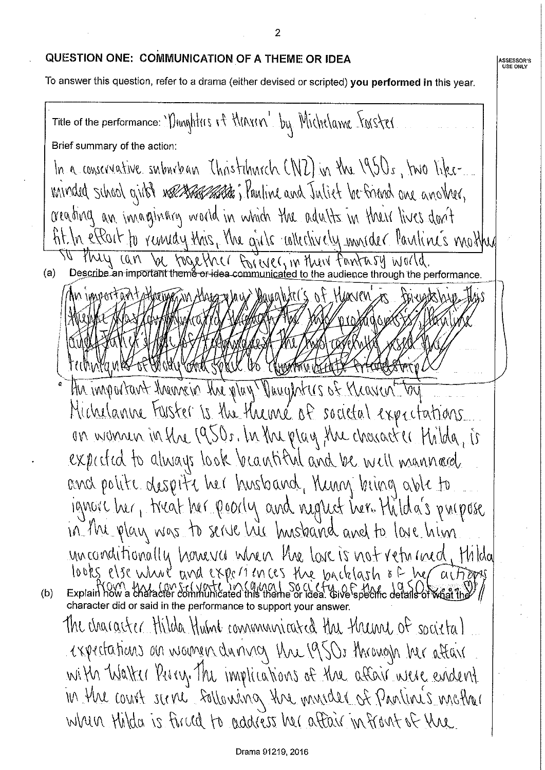## QUESTION ONE: COMMUNICATION OF A THEME OR IDEA

To answer this question, refer to a drama (either devised or scripted) **you performed in** this year.

Title of the performance: 'Daughters of Heaven' by Michelanne Forster

Brief summary of the action:

In a conservative suburban Christchurch (NZ) in the 1950s, two like-minded school girls; Pauline and Juliet be-friend one another, creating an imaginary world in which the adults in their lives don't fit. In effort to remedy this, the girls collectively murder Pauline's mother so they can be together forever, in their fantasy world.

(a) Describe an important theme or idea communicated to the audience through the performance.

~~An important theme in the play 'Daughter's of Heaven' is friendship. This theme was communicated through the two protagonists; Pauline and Juliet's use of techniques. The two carefully used the techniques of body and space to communicate friendship.~~

An important theme in the play 'Daughters of Heaven' by Michelanne Forster is the theme of societal expectations on women in the 1950s. In the play, the character Hilda, is expected to always look beautiful and be well mannered and polite despite her husband, Henry being able to ignore her, treat her poorly and neglect her. Hilda's purpose in the play was to serve her husband and to love him unconditionally however when the love is not returned, Hilda looks else where and experiences the backlash of her actions from the conservative ingrained society of the 1950s.

(b) Explain how a character communicated this theme or idea. Give specific details of what the character did or said in the performance to support your answer.

The character Hilda Hulme communicated the theme of societal expectations on women during the 1950s through her affair with Walter Perry. The implications of the affair were evident in the court scene following the murder of Pauline's mother when Hilda is forced to address her affair in front of the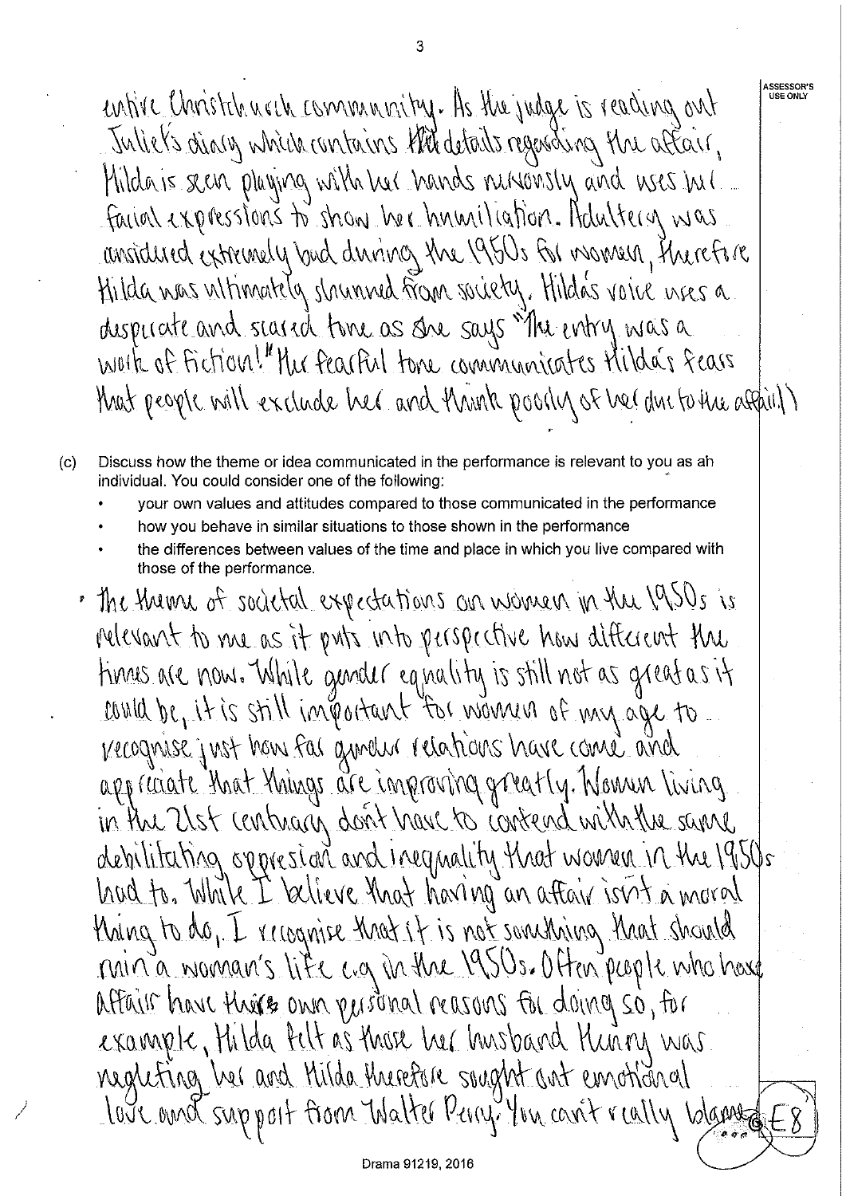entire Christchurch community. As the judge is reading out Juliet's diary which contains the details regarding the affair, Hilda is seen playing with her hands nervously and uses her facial expressions to show her humiliation. Adultery was considered extremely bad during the 1950s for women, therefore Hilda was ultimately shunned from society. Hilda's voice uses a desperate and scared tone as she says "The entry was a work of fiction!" The fearful tone communicates Hilda's fears that people will exclude her and think poorly of her due to the affair.)

(c) Discuss how the theme or idea communicated in the performance is relevant to you as an individual. You could consider one of the following:

- your own values and attitudes compared to those communicated in the performance
- how you behave in similar situations to those shown in the performance
- the differences between values of the time and place in which you live compared with those of the performance.

• The theme of societal expectations on women in the 1950s is relevant to me as it puts into perspective how different the times are now. While gender equality is still not as great as it could be, it is still important for women of my age to recognise just how far gender relations have come and appreciate that things are improving greatly. Women living in the 21st century don't have to contend with the same debilitating oppression and inequality that women in the 1950s had to. While I believe that having an affair isn't a moral thing to do, I recognise that it is not something that should ruin a woman's life e.g. in the 1950s. Often people who have affairs have their own personal reasons for doing so, for example, Hilda felt as those her husband Henry was neglecting her and Hilda therefore sought out emotional love and support from Walter Perry. You can't really blame

E8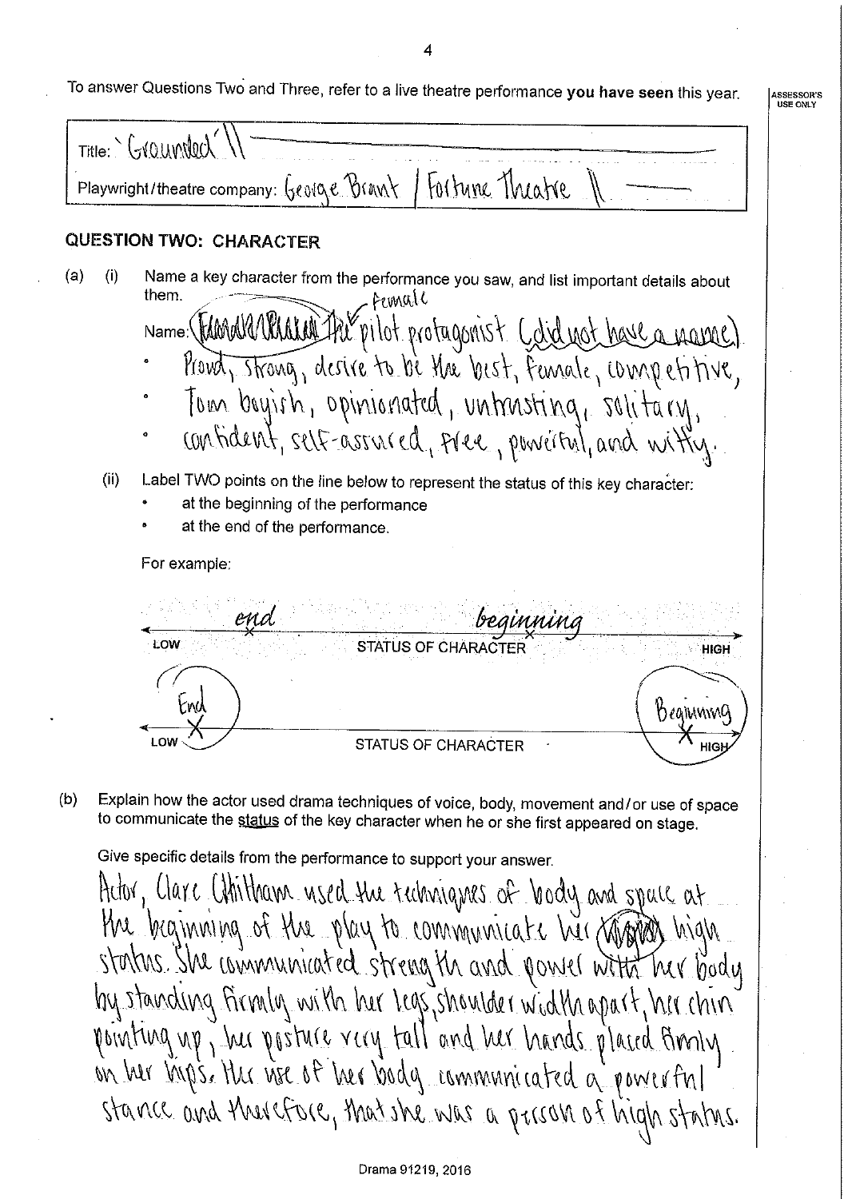To answer Questions Two and Three, refer to a live theatre performance **you have seen** this year.

ASSESSOR'S USE ONLY

Title: 'Grounded'

Playwright/theatre company: George Brant / Fortune Theatre

## QUESTION TWO: CHARACTER

(a) (i) Name a key character from the performance you saw, and list important details about them.

Name: ~~[crossed out]~~ The pilot protagonist (did not have a name) Female

- Proud, strong, desire to be the best, female, competitive,
- Tom boyish, opinionated, untrusting, solitary,
- confident, self-assured, free, powerful, and witty.

(ii) Label TWO points on the line below to represent the status of this key character:

- at the beginning of the performance
- at the end of the performance.

For example:

LOW ——— *end* X ——— STATUS OF CHARACTER ——— *beginning* X ——— HIGH

LOW ——— End X ——— STATUS OF CHARACTER ——— Beginning X ——— HIGH

(b) Explain how the actor used drama techniques of voice, body, movement and/or use of space to communicate the status of the key character when he or she first appeared on stage.

Give specific details from the performance to support your answer.

Actor, Clare Chitham used the techniques of body and space at the beginning of the play to communicate her ~~[crossed out]~~ high status. She communicated strength and power with her body by standing firmly with her legs shoulder width apart, her chin pointing up, her posture very tall and her hands placed firmly on her hips. Her use of her body communicated a powerful stance and therefore, that she was a person of high status.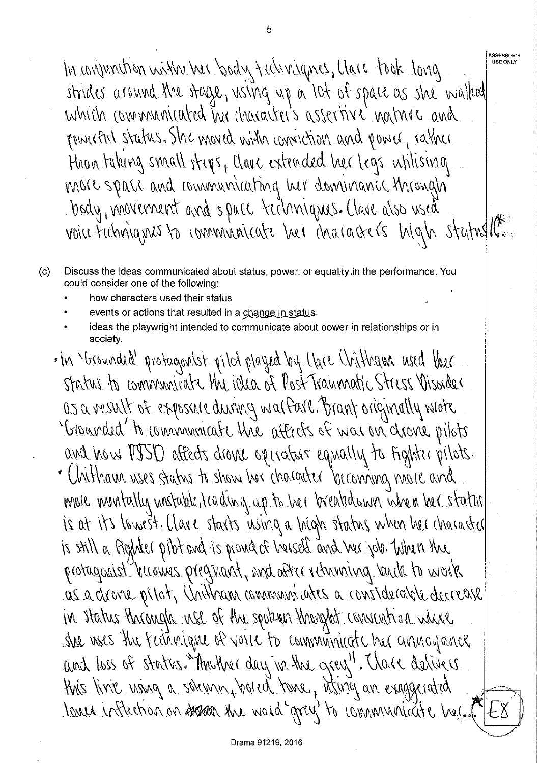In conjunction with her body techniques, Clare took long strides around the stage, using up a lot of space as she walked which communicated her character's assertive nature and powerful status. She moved with conviction and power, rather than taking small steps, Clare extended her legs utilising more space and communicating her dominance through body, movement and space techniques. Clare also used voice techniques to communicate her character's high status (*).

(c) Discuss the ideas communicated about status, power, or equality in the performance. You could consider one of the following:

- how characters used their status
- events or actions that resulted in a change in status.
- ideas the playwright intended to communicate about power in relationships or in society.

- In 'Grounded' protagonist pilot played by Clare Chitham used her status to communicate the idea of Post Traumatic Stress Disorder as a result of exposure during warfare. Brant originally wrote 'Grounded' to communicate the affects of war on drone pilots and how PTSD affects drone operators equally to fighter pilots.
- Chitham uses status to show her character becoming more and more mentally unstable, leading up to her breakdown when her status is at its lowest. Clare starts using a high status when her character is still a fighter pilot and is proud of herself and her job. When the protagonist becomes pregnant, and after returning back to work as a drone pilot, Chitham communicates a considerable decrease in status through use of the spoken thought convention where she uses the technique of voice to communicate her annoyance and loss of status. "Another day in the grey". Clare delivers this line using a solemn, bored tone, using an exaggerated lower inflection on the word 'grey' to communicate her... (*)

E8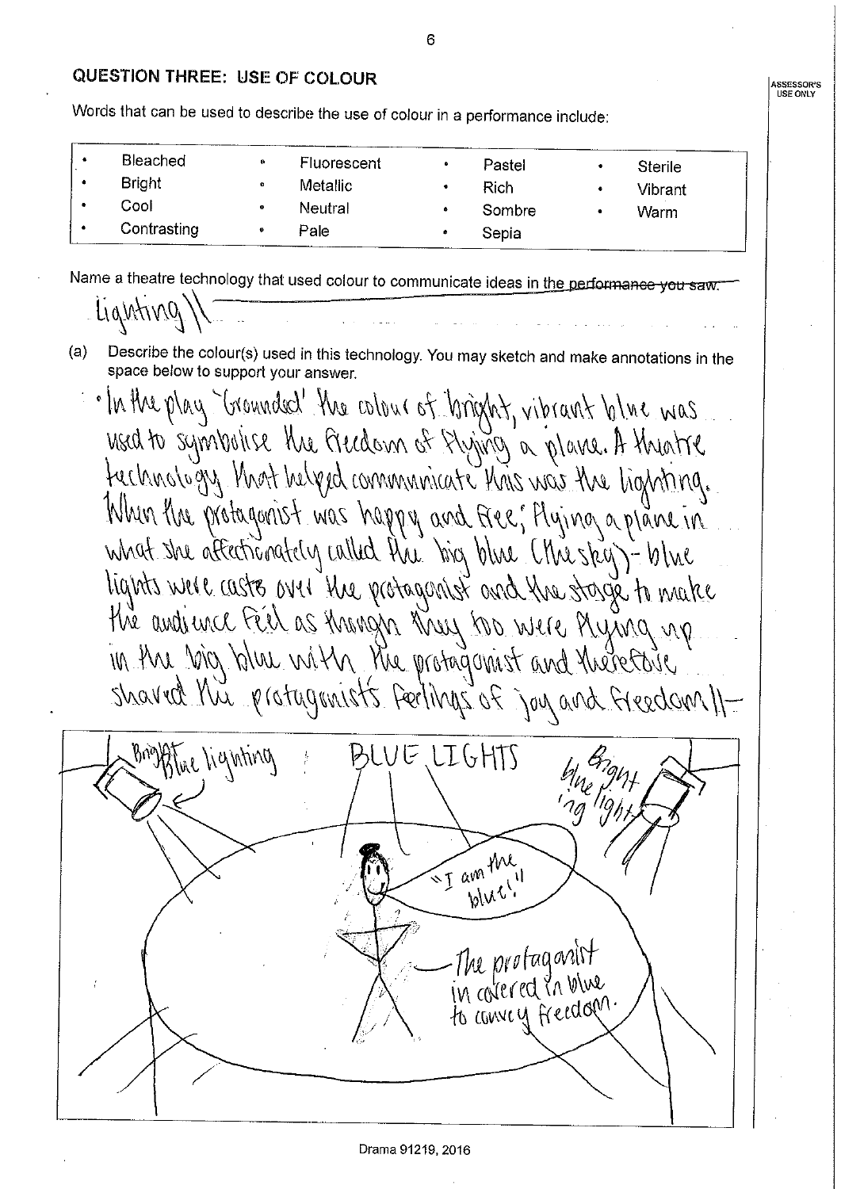## QUESTION THREE: USE OF COLOUR

ASSESSOR'S USE ONLY

Words that can be used to describe the use of colour in a performance include:

| | | | |
|---|---|---|---|
| • Bleached | • Fluorescent | • Pastel | • Sterile |
| • Bright | • Metallic | • Rich | • Vibrant |
| • Cool | • Neutral | • Sombre | • Warm |
| • Contrasting | • Pale | • Sepia | |

Name a theatre technology that used colour to communicate ideas in the ~~performance you saw.~~

Lighting

(a) Describe the colour(s) used in this technology. You may sketch and make annotations in the space below to support your answer.

• In the play 'Grounded' the colour of bright, vibrant blue was used to symbolise the freedom of flying a plane. A theatre technology that helped communicate this was the lighting. When the protagonist was happy and free; flying a plane in what she affectionately called the big blue (the sky) - blue lights were casts over the protagonist and the stage to make the audience feel as though they too were flying up in the big blue with the protagonist and therefore shared the protagonist's feelings of joy and freedom.

Bright blue lighting

BLUE LIGHTS

blue Bright 'ing light

"I am the blue!"

The protagonist in covered in blue to convey freedom.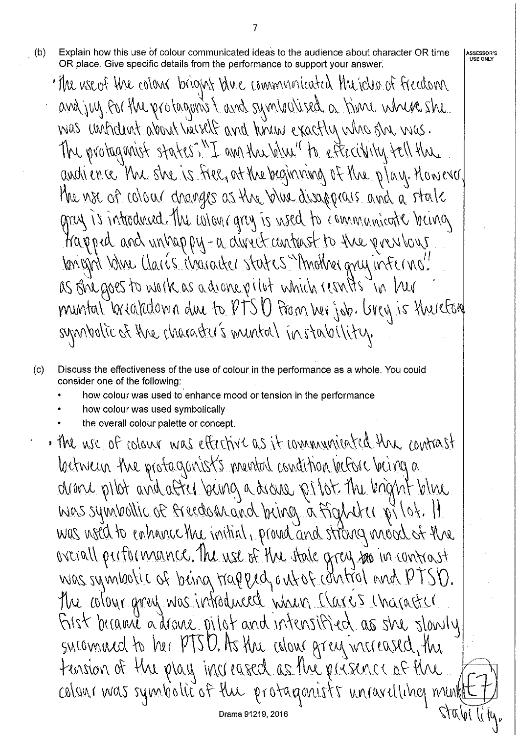(b) Explain how this use of colour communicated ideas to the audience about character OR time OR place. Give specific details from the performance to support your answer.

ASSESSOR'S USE ONLY

• The use of the colour bright blue communicated the idea of freedom and joy for the protagonist and symbolised a time where she was confident about herself and knew exactly who she was. The protagonist states; "I am the blue" to effectivily tell the audience the she is free, at the beginning of the play. However, the use of colour changes as the blue disappears and a stale grey is introduced. The colour grey is used to communicate being trapped and unhappy - a direct contrast to the previous bright blue. Clare's character states "Another grey inferno!" as she goes to work as a drone pilot which results in her mental breakdown due to PTSD from her job. Grey is therefore symbolic of the character's mental instability.

(c) Discuss the effectiveness of the use of colour in the performance as a whole. You could consider one of the following:

- how colour was used to enhance mood or tension in the performance
- how colour was used symbolically
- the overall colour palette or concept.

• The use of colour was effective as it communicated the contrast between the protagonist's mental condition before being a drone pilot and after being a drone pilot. The bright blue was symbollic of freedom and being a fighter pilot. It was used to enhance the initial, proud and strong mood of the overall performance. The use of the stale grey ~~too~~ in contrast was symbolic of being trapped, out of control and PTSD. The colour grey was introduced when Clare's character first became a drone pilot and intensified as she slowly sucombed to her PTSD. As the colour grey increased, the tension of the play increased as the presence of the colour was symbolic of the protagonist's unravelling mental stability.

E7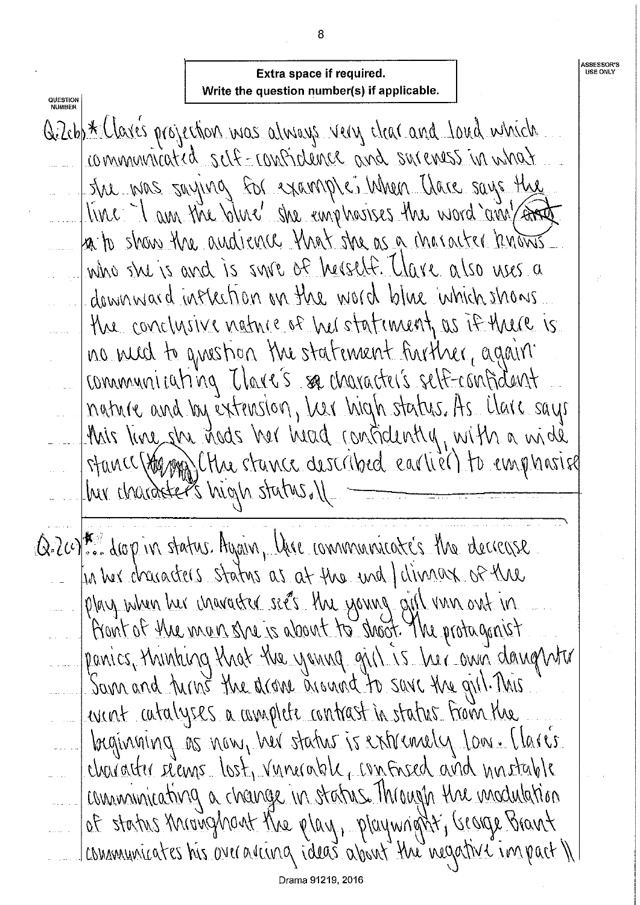**Extra space if required.**
**Write the question number(s) if applicable.**

QUESTION NUMBER

Q.2(b) * Clare's projection was always very clear and loud which communicated self-confidence and sureness in what she was saying for example; When Clare says the line "I am the blue" she emphasises the word 'am' to show the audience that she as a character knows who she is and is sure of herself. Clare also uses a downward inflection on the word blue which shows the conclusive nature of her statement, as if there is no need to question the statement further, again communicating Clare's character's self-confident nature and by extension, her high status. As Clare says this line she nods her head confidently, with a wide stance (the stance described earlier) to emphasise her character's high status. //

Q.2(c) * ... drop in status. Again, Clare communicates the decrease in her characters status as at the end / climax of the play when her character sees the young girl run out in front of the man she is about to shoot. The protagonist panics, thinking that the young girl is her own daughter Sam and turns the drone around to save the girl. This event catalyses a complete contrast in status from the beginning as now, her status is extremely low. Clare's character seems lost, vunerable, confused and unstable communicating a change in status. Through the modulation of status throughout the play, playwright, George Brant communicates his overarcing ideas about the negative impact //

Drama 91219, 2016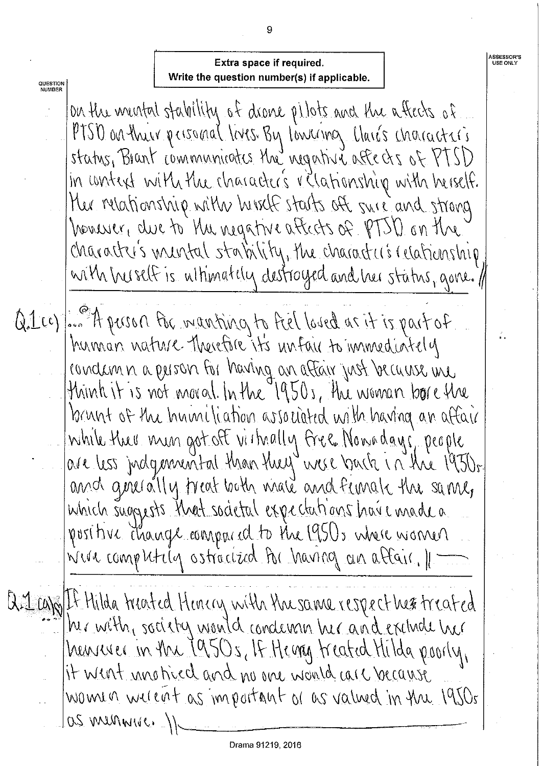**Extra space if required.**
**Write the question number(s) if applicable.**

on the mental stability of drone pilots and the affects of PTSD on their personal lives. By lowering Claire's character's status, Brant communicates the negative affects of PTSD in context with the character's relationship with herself. Her relationship with herself starts off sure and strong however, due to the negative affects of PTSD on the character's mental stability, the character's relationship with herself is ultimately destroyed and her status, gone. //

Q.1(c) ... A person for wanting to feel loved as it is part of human nature. Therefore it's unfair to immediately condemn a person for having an affair just because we think it is not moral. In the 1950s, the woman bore the brunt of the humiliation associated with having an affair while their men got off virtually free. Nowadays, people are less judgemental than they were back in the 1950s and generally treat both male and female the same, which suggests that societal expectations have made a positive change compared to the 1950s where women were completely ostracized for having an affair. //

Q.1(a) If Hilda treated Henery with the same respect he treated her with, society would condemn her and exclude her however in the 1950s, If Henry treated Hilda poorly, it went unnoticed and no one would care because women weren't as important or as valued in the 1950s as men were. //

Drama 91219, 2016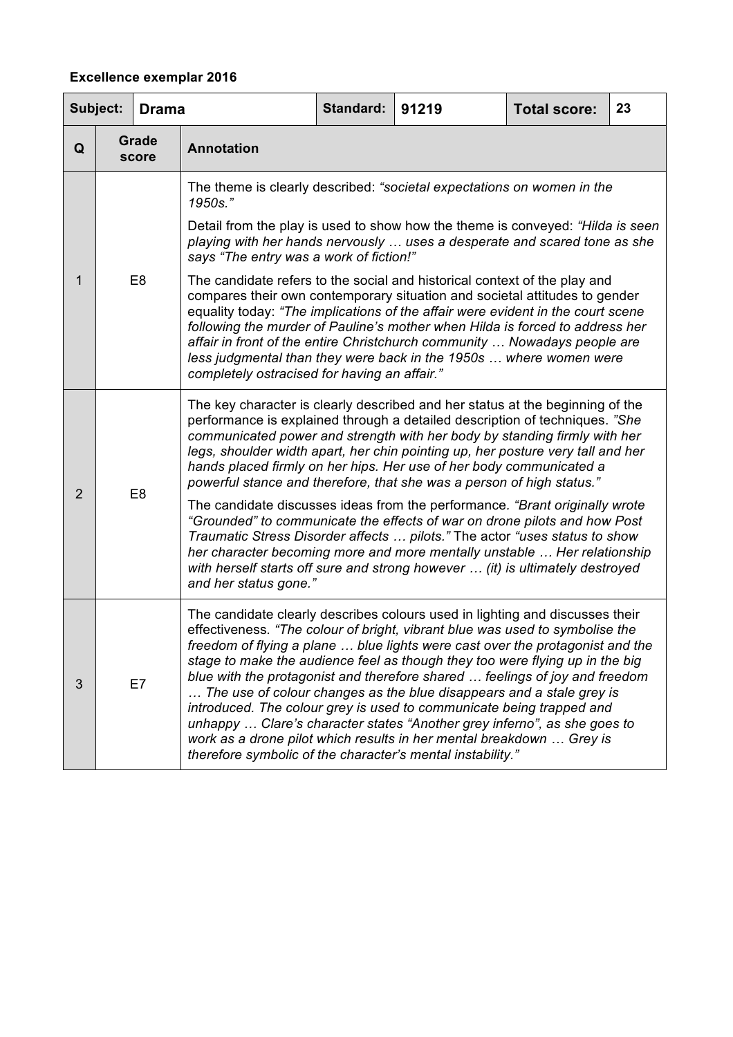**Excellence exemplar 2016**

| Subject: | Drama | Standard: | 91219 | Total score: | 23 |
|---|---|---|---|---|---|

| Q | Grade score | Annotation |
|---|---|---|
| 1 | E8 | The theme is clearly described: *"societal expectations on women in the 1950s."*<br><br>Detail from the play is used to show how the theme is conveyed: *"Hilda is seen playing with her hands nervously … uses a desperate and scared tone as she says "The entry was a work of fiction!"*<br><br>The candidate refers to the social and historical context of the play and compares their own contemporary situation and societal attitudes to gender equality today: *"The implications of the affair were evident in the court scene following the murder of Pauline's mother when Hilda is forced to address her affair in front of the entire Christchurch community … Nowadays people are less judgmental than they were back in the 1950s … where women were completely ostracised for having an affair."* |
| 2 | E8 | The key character is clearly described and her status at the beginning of the performance is explained through a detailed description of techniques. *"She communicated power and strength with her body by standing firmly with her legs, shoulder width apart, her chin pointing up, her posture very tall and her hands placed firmly on her hips. Her use of her body communicated a powerful stance and therefore, that she was a person of high status."*<br><br>The candidate discusses ideas from the performance. *"Brant originally wrote "Grounded" to communicate the effects of war on drone pilots and how Post Traumatic Stress Disorder affects … pilots."* The actor *"uses status to show her character becoming more and more mentally unstable … Her relationship with herself starts off sure and strong however … (it) is ultimately destroyed and her status gone."* |
| 3 | E7 | The candidate clearly describes colours used in lighting and discusses their effectiveness. *"The colour of bright, vibrant blue was used to symbolise the freedom of flying a plane … blue lights were cast over the protagonist and the stage to make the audience feel as though they too were flying up in the big blue with the protagonist and therefore shared … feelings of joy and freedom … The use of colour changes as the blue disappears and a stale grey is introduced. The colour grey is used to communicate being trapped and unhappy … Clare's character states "Another grey inferno", as she goes to work as a drone pilot which results in her mental breakdown … Grey is therefore symbolic of the character's mental instability."* |